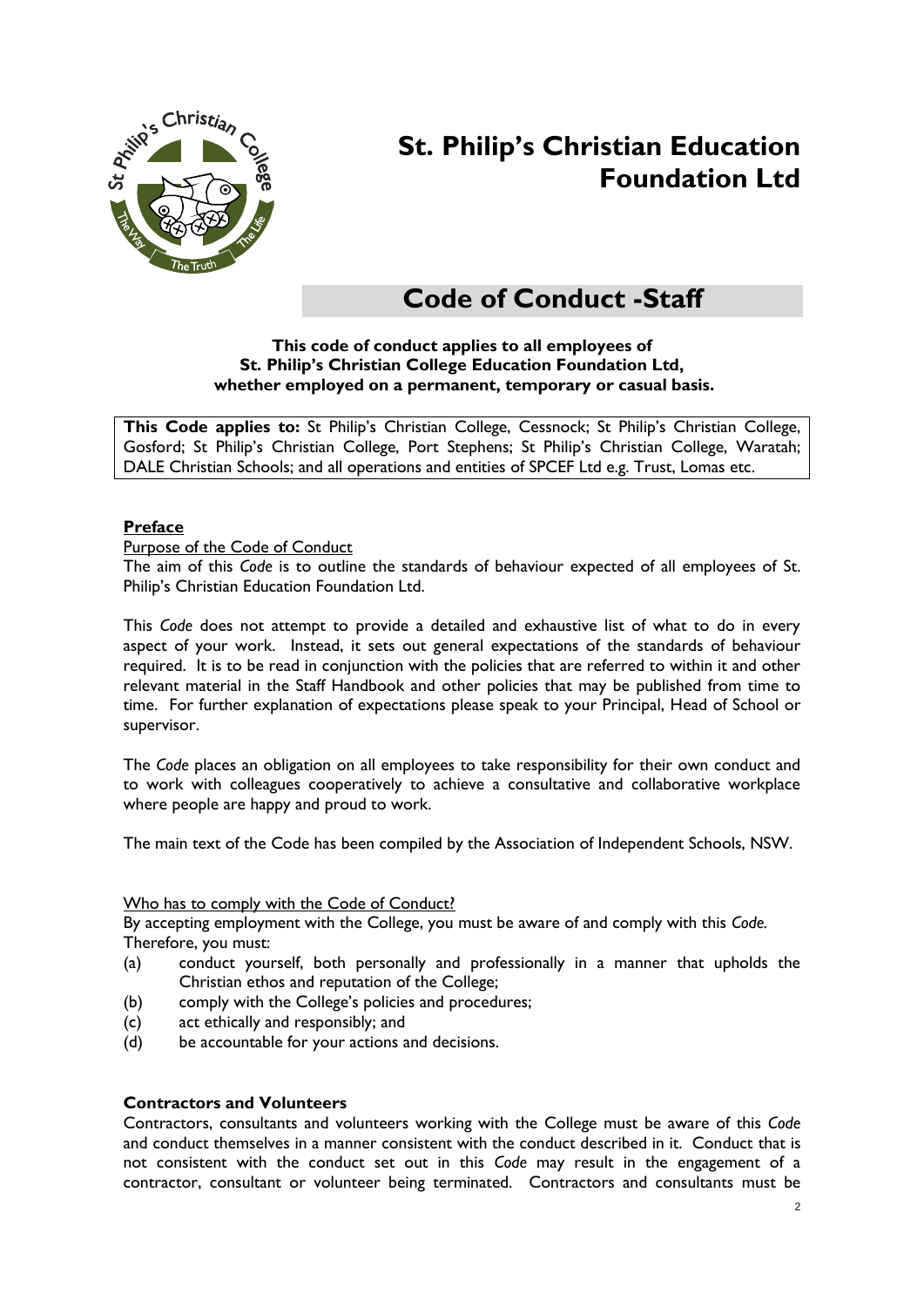# St. Philip's Christian Education Foundation Ltd

## Code of Conduct -Staff

**This code of conduct applies to all employees of St. Philip's Christian College Education Foundation Ltd, whether employed on a permanent, temporary or casual basis.**

**This Code applies to:** St Philip's Christian College, Cessnock; St Philip's Christian College, Gosford; St Philip's Christian College, Port Stephens; St Philip's Christian College, Waratah; DALE Christian Schools; and all operations and entities of SPCEF Ltd e.g. Trust, Lomas etc.

### Preface

Purpose of the Code of Conduct

The aim of this *Code* is to outline the standards of behaviour expected of all employees of St. Philip's Christian Education Foundation Ltd.

This *Code* does not attempt to provide a detailed and exhaustive list of what to do in every aspect of your work. Instead, it sets out general expectations of the standards of behaviour required. It is to be read in conjunction with the policies that are referred to within it and other relevant material in the Staff Handbook and other policies that may be published from time to time. For further explanation of expectations please speak to your Principal, Head of School or supervisor.

The *Code* places an obligation on all employees to take responsibility for their own conduct and to work with colleagues cooperatively to achieve a consultative and collaborative workplace where people are happy and proud to work.

The main text of the Code has been compiled by the Association of Independent Schools, NSW.

Who has to comply with the Code of Conduct?

By accepting employment with the College, you must be aware of and comply with this *Code.* Therefore, you must:

- (a) conduct yourself, both personally and professionally in a manner that upholds the Christian ethos and reputation of the College;
- (b) comply with the College's policies and procedures;
- (c) act ethically and responsibly; and
- (d) be accountable for your actions and decisions.

### Contractors and Volunteers

Contractors, consultants and volunteers working with the College must be aware of this *Code* and conduct themselves in a manner consistent with the conduct described in it. Conduct that is not consistent with the conduct set out in this *Code* may result in the engagement of a contractor, consultant or volunteer being terminated. Contractors and consultants must be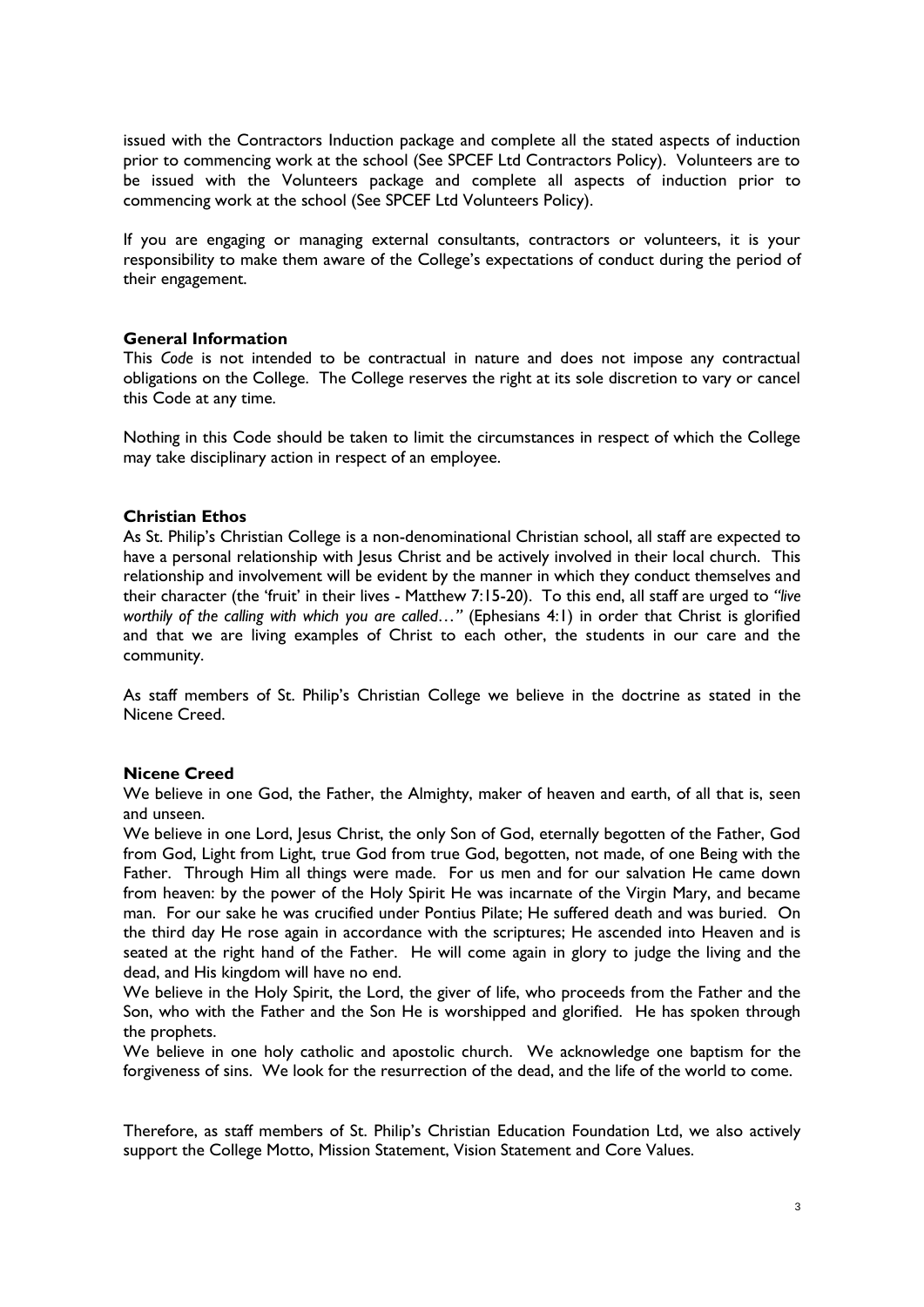issued with the Contractors Induction package and complete all the stated aspects of induction prior to commencing work at the school (See SPCEF Ltd Contractors Policy). Volunteers are to be issued with the Volunteers package and complete all aspects of induction prior to commencing work at the school (See SPCEF Ltd Volunteers Policy).

If you are engaging or managing external consultants, contractors or volunteers, it is your responsibility to make them aware of the College's expectations of conduct during the period of their engagement.

**General Information**

This *Code* is not intended to be contractual in nature and does not impose any contractual obligations on the College. The College reserves the right at its sole discretion to vary or cancel this Code at any time.

Nothing in this Code should be taken to limit the circumstances in respect of which the College may take disciplinary action in respect of an employee.

**Christian Ethos**

As St. Philip's Christian College is a non-denominational Christian school, all staff are expected to have a personal relationship with Jesus Christ and be actively involved in their local church. This relationship and involvement will be evident by the manner in which they conduct themselves and their character (the 'fruit' in their lives - Matthew 7:15-20). To this end, all staff are urged to *"live worthily of the calling with which you are called…"* (Ephesians 4:1) in order that Christ is glorified and that we are living examples of Christ to each other, the students in our care and the community.

As staff members of St. Philip's Christian College we believe in the doctrine as stated in the Nicene Creed.

**Nicene Creed**

We believe in one God, the Father, the Almighty, maker of heaven and earth, of all that is, seen and unseen.

We believe in one Lord, Jesus Christ, the only Son of God, eternally begotten of the Father, God from God, Light from Light, true God from true God, begotten, not made, of one Being with the Father. Through Him all things were made. For us men and for our salvation He came down from heaven: by the power of the Holy Spirit He was incarnate of the Virgin Mary, and became man. For our sake he was crucified under Pontius Pilate; He suffered death and was buried. On the third day He rose again in accordance with the scriptures; He ascended into Heaven and is seated at the right hand of the Father. He will come again in glory to judge the living and the dead, and His kingdom will have no end.

We believe in the Holy Spirit, the Lord, the giver of life, who proceeds from the Father and the Son, who with the Father and the Son He is worshipped and glorified. He has spoken through the prophets.

We believe in one holy catholic and apostolic church. We acknowledge one baptism for the forgiveness of sins. We look for the resurrection of the dead, and the life of the world to come.

Therefore, as staff members of St. Philip's Christian Education Foundation Ltd, we also actively support the College Motto, Mission Statement, Vision Statement and Core Values.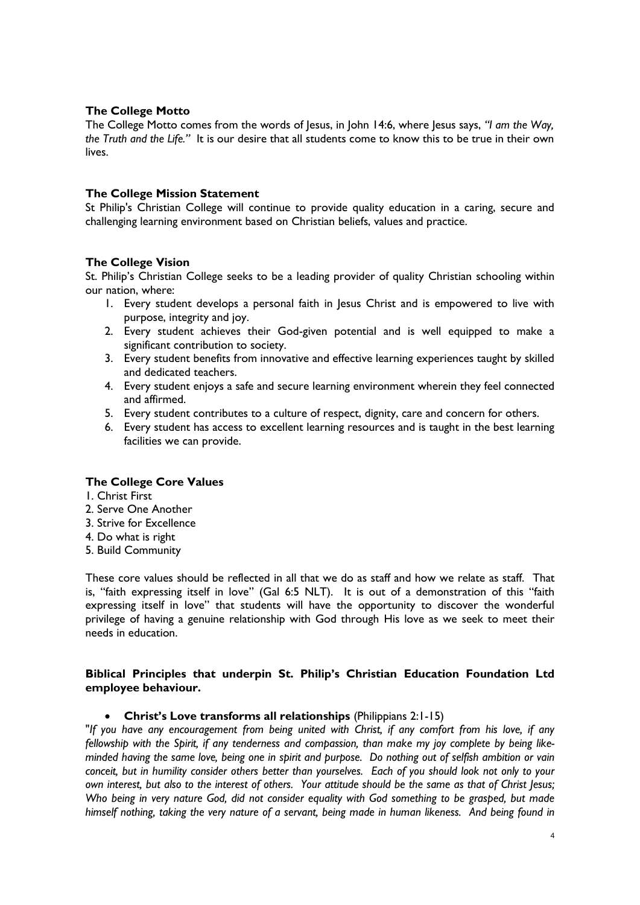### The College Motto

The College Motto comes from the words of Jesus, in John 14:6, where Jesus says, *"I am the Way, the Truth and the Life."* It is our desire that all students come to know this to be true in their own lives.

### The College Mission Statement

St Philip's Christian College will continue to provide quality education in a caring, secure and challenging learning environment based on Christian beliefs, values and practice.

### The College Vision

St. Philip's Christian College seeks to be a leading provider of quality Christian schooling within our nation, where:

1. Every student develops a personal faith in Jesus Christ and is empowered to live with purpose, integrity and joy.
2. Every student achieves their God-given potential and is well equipped to make a significant contribution to society.
3. Every student benefits from innovative and effective learning experiences taught by skilled and dedicated teachers.
4. Every student enjoys a safe and secure learning environment wherein they feel connected and affirmed.
5. Every student contributes to a culture of respect, dignity, care and concern for others.
6. Every student has access to excellent learning resources and is taught in the best learning facilities we can provide.

### The College Core Values

1. Christ First
2. Serve One Another
3. Strive for Excellence
4. Do what is right
5. Build Community

These core values should be reflected in all that we do as staff and how we relate as staff. That is, "faith expressing itself in love" (Gal 6:5 NLT). It is out of a demonstration of this "faith expressing itself in love" that students will have the opportunity to discover the wonderful privilege of having a genuine relationship with God through His love as we seek to meet their needs in education.

### Biblical Principles that underpin St. Philip's Christian Education Foundation Ltd employee behaviour.

- **Christ's Love transforms all relationships** (Philippians 2:1-15)

"*If you have any encouragement from being united with Christ, if any comfort from his love, if any fellowship with the Spirit, if any tenderness and compassion, than make my joy complete by being like-minded having the same love, being one in spirit and purpose. Do nothing out of selfish ambition or vain conceit, but in humility consider others better than yourselves. Each of you should look not only to your own interest, but also to the interest of others. Your attitude should be the same as that of Christ Jesus; Who being in very nature God, did not consider equality with God something to be grasped, but made himself nothing, taking the very nature of a servant, being made in human likeness. And being found in*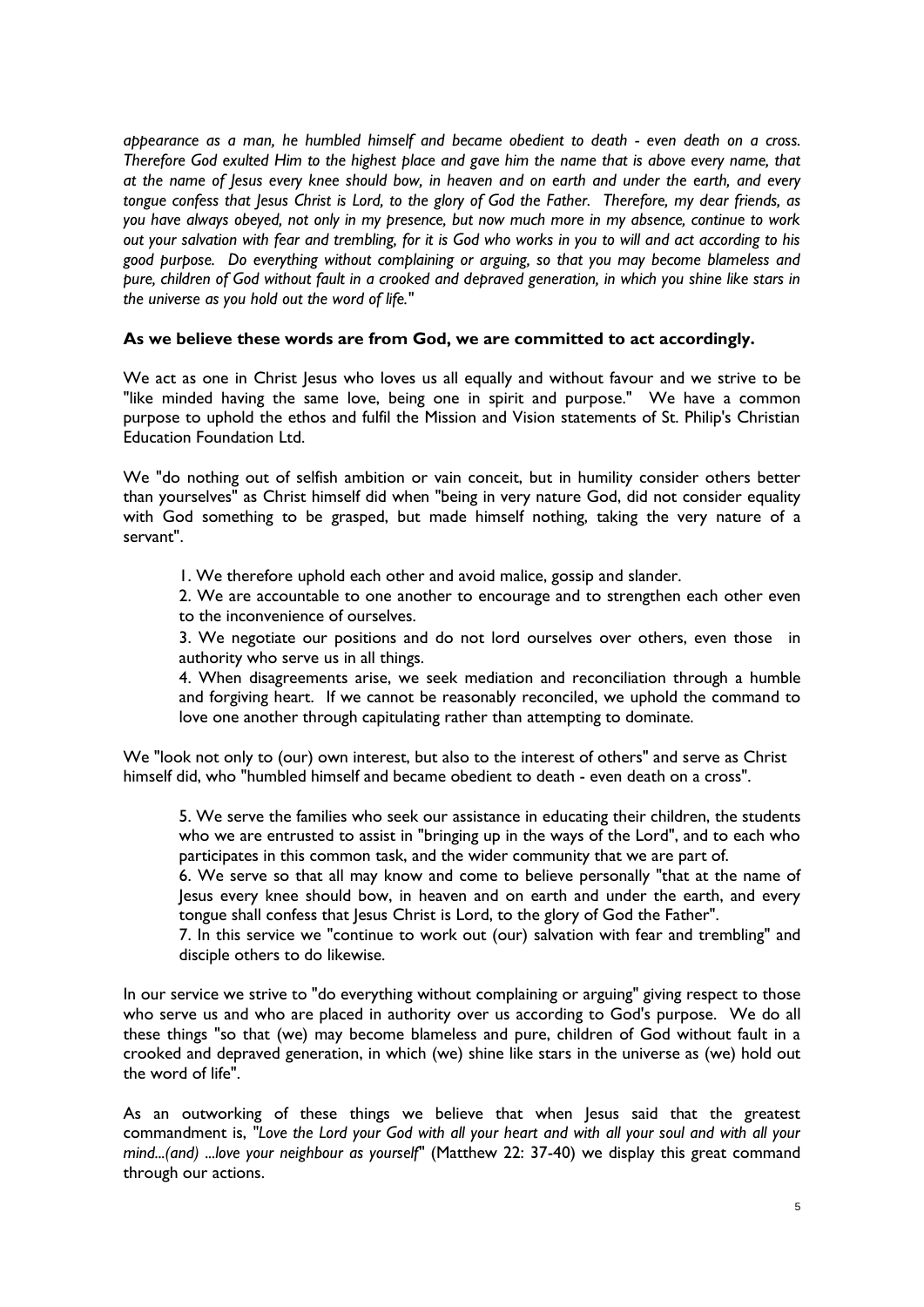*appearance as a man, he humbled himself and became obedient to death - even death on a cross. Therefore God exulted Him to the highest place and gave him the name that is above every name, that at the name of Jesus every knee should bow, in heaven and on earth and under the earth, and every tongue confess that Jesus Christ is Lord, to the glory of God the Father. Therefore, my dear friends, as you have always obeyed, not only in my presence, but now much more in my absence, continue to work out your salvation with fear and trembling, for it is God who works in you to will and act according to his good purpose. Do everything without complaining or arguing, so that you may become blameless and pure, children of God without fault in a crooked and depraved generation, in which you shine like stars in the universe as you hold out the word of life."*

**As we believe these words are from God, we are committed to act accordingly.**

We act as one in Christ Jesus who loves us all equally and without favour and we strive to be "like minded having the same love, being one in spirit and purpose." We have a common purpose to uphold the ethos and fulfil the Mission and Vision statements of St. Philip's Christian Education Foundation Ltd.

We "do nothing out of selfish ambition or vain conceit, but in humility consider others better than yourselves" as Christ himself did when "being in very nature God, did not consider equality with God something to be grasped, but made himself nothing, taking the very nature of a servant".

1. We therefore uphold each other and avoid malice, gossip and slander.
2. We are accountable to one another to encourage and to strengthen each other even to the inconvenience of ourselves.
3. We negotiate our positions and do not lord ourselves over others, even those in authority who serve us in all things.
4. When disagreements arise, we seek mediation and reconciliation through a humble and forgiving heart. If we cannot be reasonably reconciled, we uphold the command to love one another through capitulating rather than attempting to dominate.

We "look not only to (our) own interest, but also to the interest of others" and serve as Christ himself did, who "humbled himself and became obedient to death - even death on a cross".

5. We serve the families who seek our assistance in educating their children, the students who we are entrusted to assist in "bringing up in the ways of the Lord", and to each who participates in this common task, and the wider community that we are part of.
6. We serve so that all may know and come to believe personally "that at the name of Jesus every knee should bow, in heaven and on earth and under the earth, and every tongue shall confess that Jesus Christ is Lord, to the glory of God the Father".
7. In this service we "continue to work out (our) salvation with fear and trembling" and disciple others to do likewise.

In our service we strive to "do everything without complaining or arguing" giving respect to those who serve us and who are placed in authority over us according to God's purpose. We do all these things "so that (we) may become blameless and pure, children of God without fault in a crooked and depraved generation, in which (we) shine like stars in the universe as (we) hold out the word of life".

As an outworking of these things we believe that when Jesus said that the greatest commandment is, "*Love the Lord your God with all your heart and with all your soul and with all your mind...(and) ...love your neighbour as yourself*" (Matthew 22: 37-40) we display this great command through our actions.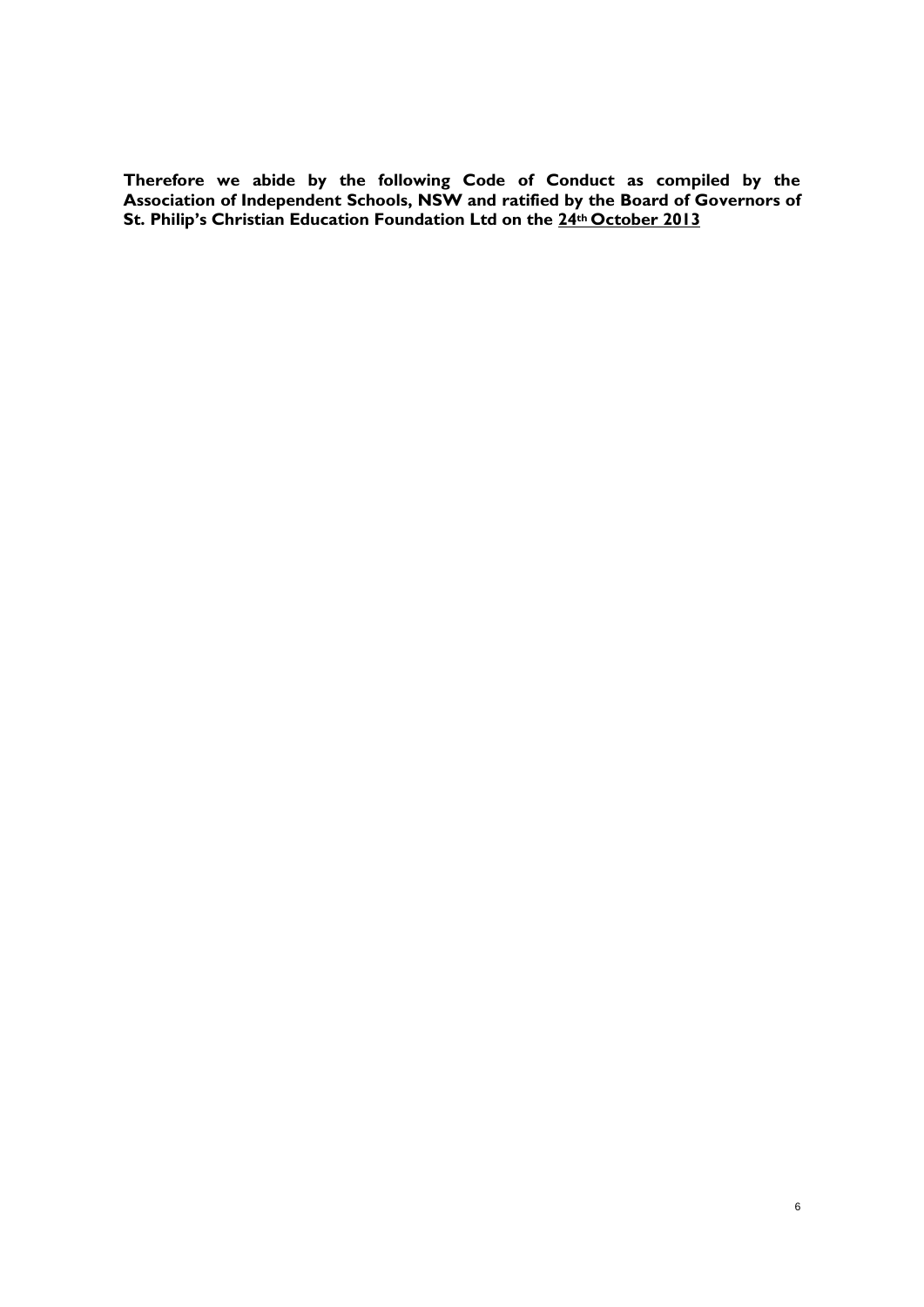**Therefore we abide by the following Code of Conduct as compiled by the Association of Independent Schools, NSW and ratified by the Board of Governors of St. Philip's Christian Education Foundation Ltd on the <u>24th October 2013</u>**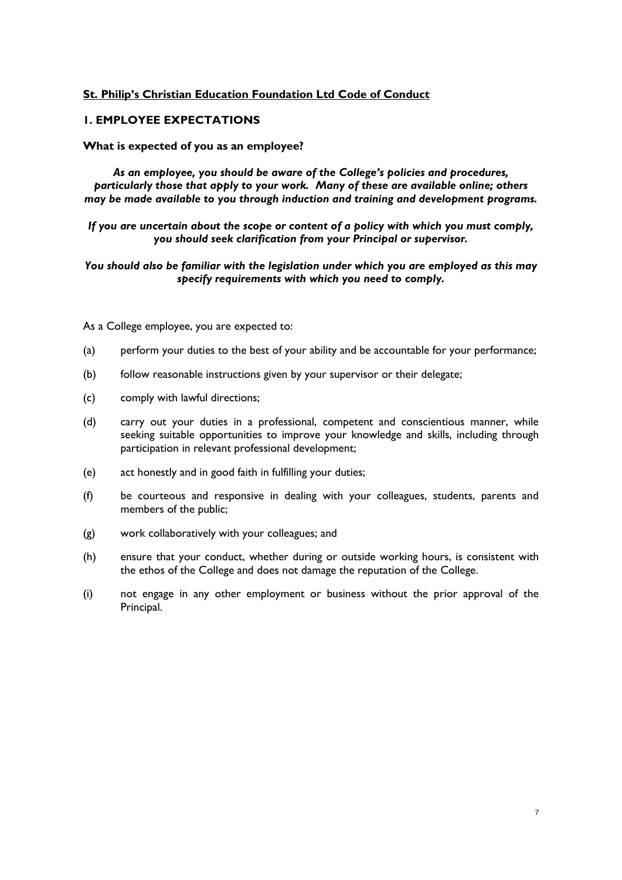**St. Philip's Christian Education Foundation Ltd Code of Conduct**

## 1. EMPLOYEE EXPECTATIONS

### What is expected of you as an employee?

***As an employee, you should be aware of the College's policies and procedures, particularly those that apply to your work. Many of these are available online; others may be made available to you through induction and training and development programs.***

***If you are uncertain about the scope or content of a policy with which you must comply, you should seek clarification from your Principal or supervisor.***

***You should also be familiar with the legislation under which you are employed as this may specify requirements with which you need to comply.***

As a College employee, you are expected to:

(a) perform your duties to the best of your ability and be accountable for your performance;

(b) follow reasonable instructions given by your supervisor or their delegate;

(c) comply with lawful directions;

(d) carry out your duties in a professional, competent and conscientious manner, while seeking suitable opportunities to improve your knowledge and skills, including through participation in relevant professional development;

(e) act honestly and in good faith in fulfilling your duties;

(f) be courteous and responsive in dealing with your colleagues, students, parents and members of the public;

(g) work collaboratively with your colleagues; and

(h) ensure that your conduct, whether during or outside working hours, is consistent with the ethos of the College and does not damage the reputation of the College.

(i) not engage in any other employment or business without the prior approval of the Principal.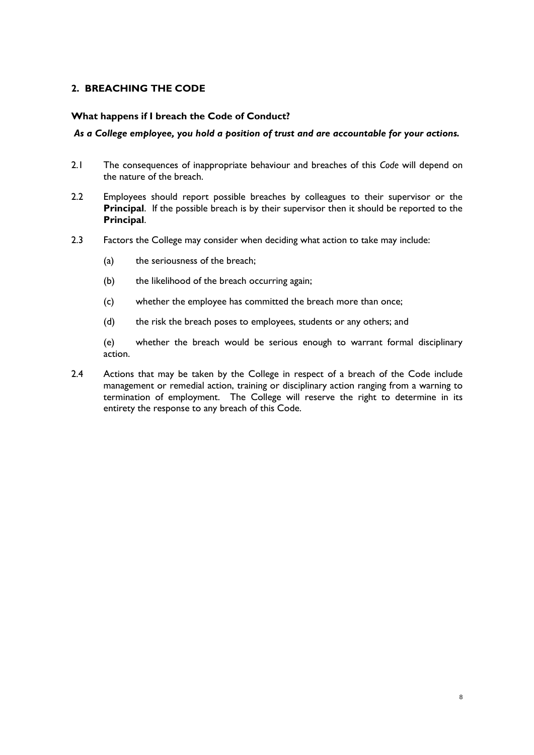## 2. BREACHING THE CODE

### What happens if I breach the Code of Conduct?

***As a College employee, you hold a position of trust and are accountable for your actions.***

2.1 The consequences of inappropriate behaviour and breaches of this *Code* will depend on the nature of the breach.

2.2 Employees should report possible breaches by colleagues to their supervisor or the **Principal**. If the possible breach is by their supervisor then it should be reported to the **Principal**.

2.3 Factors the College may consider when deciding what action to take may include:

(a) the seriousness of the breach;

(b) the likelihood of the breach occurring again;

(c) whether the employee has committed the breach more than once;

(d) the risk the breach poses to employees, students or any others; and

(e) whether the breach would be serious enough to warrant formal disciplinary action.

2.4 Actions that may be taken by the College in respect of a breach of the Code include management or remedial action, training or disciplinary action ranging from a warning to termination of employment. The College will reserve the right to determine in its entirety the response to any breach of this Code.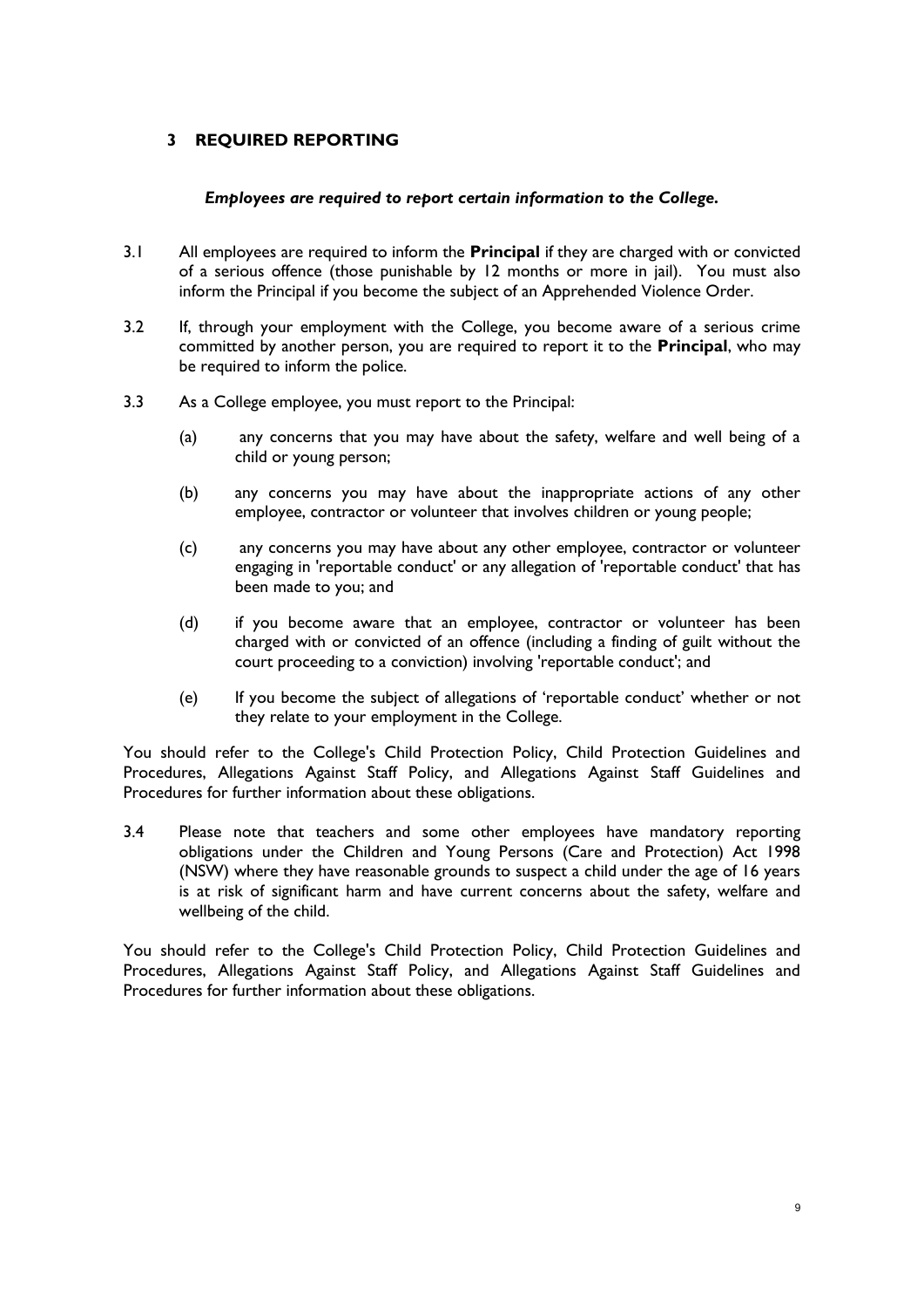## 3 REQUIRED REPORTING

***Employees are required to report certain information to the College.***

3.1 All employees are required to inform the **Principal** if they are charged with or convicted of a serious offence (those punishable by 12 months or more in jail). You must also inform the Principal if you become the subject of an Apprehended Violence Order.

3.2 If, through your employment with the College, you become aware of a serious crime committed by another person, you are required to report it to the **Principal**, who may be required to inform the police.

3.3 As a College employee, you must report to the Principal:

(a) any concerns that you may have about the safety, welfare and well being of a child or young person;

(b) any concerns you may have about the inappropriate actions of any other employee, contractor or volunteer that involves children or young people;

(c) any concerns you may have about any other employee, contractor or volunteer engaging in 'reportable conduct' or any allegation of 'reportable conduct' that has been made to you; and

(d) if you become aware that an employee, contractor or volunteer has been charged with or convicted of an offence (including a finding of guilt without the court proceeding to a conviction) involving 'reportable conduct'; and

(e) If you become the subject of allegations of 'reportable conduct' whether or not they relate to your employment in the College.

You should refer to the College's Child Protection Policy, Child Protection Guidelines and Procedures, Allegations Against Staff Policy, and Allegations Against Staff Guidelines and Procedures for further information about these obligations.

3.4 Please note that teachers and some other employees have mandatory reporting obligations under the Children and Young Persons (Care and Protection) Act 1998 (NSW) where they have reasonable grounds to suspect a child under the age of 16 years is at risk of significant harm and have current concerns about the safety, welfare and wellbeing of the child.

You should refer to the College's Child Protection Policy, Child Protection Guidelines and Procedures, Allegations Against Staff Policy, and Allegations Against Staff Guidelines and Procedures for further information about these obligations.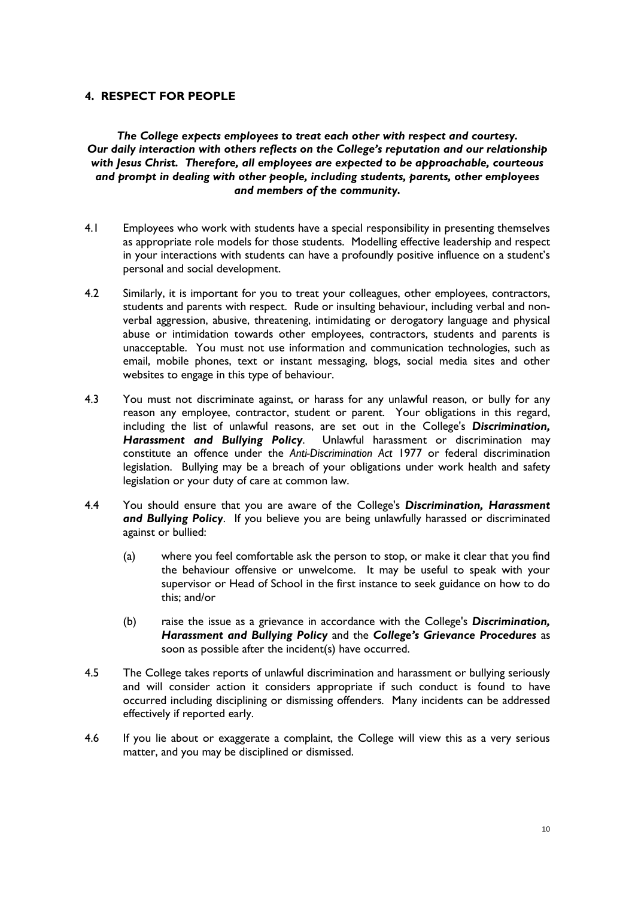## 4. RESPECT FOR PEOPLE

***The College expects employees to treat each other with respect and courtesy. Our daily interaction with others reflects on the College's reputation and our relationship with Jesus Christ. Therefore, all employees are expected to be approachable, courteous and prompt in dealing with other people, including students, parents, other employees and members of the community.***

4.1 Employees who work with students have a special responsibility in presenting themselves as appropriate role models for those students. Modelling effective leadership and respect in your interactions with students can have a profoundly positive influence on a student's personal and social development.

4.2 Similarly, it is important for you to treat your colleagues, other employees, contractors, students and parents with respect. Rude or insulting behaviour, including verbal and non-verbal aggression, abusive, threatening, intimidating or derogatory language and physical abuse or intimidation towards other employees, contractors, students and parents is unacceptable. You must not use information and communication technologies, such as email, mobile phones, text or instant messaging, blogs, social media sites and other websites to engage in this type of behaviour.

4.3 You must not discriminate against, or harass for any unlawful reason, or bully for any reason any employee, contractor, student or parent. Your obligations in this regard, including the list of unlawful reasons, are set out in the College's ***Discrimination, Harassment and Bullying Policy***. Unlawful harassment or discrimination may constitute an offence under the *Anti-Discrimination Act* 1977 or federal discrimination legislation. Bullying may be a breach of your obligations under work health and safety legislation or your duty of care at common law.

4.4 You should ensure that you are aware of the College's ***Discrimination, Harassment and Bullying Policy***. If you believe you are being unlawfully harassed or discriminated against or bullied:

(a) where you feel comfortable ask the person to stop, or make it clear that you find the behaviour offensive or unwelcome. It may be useful to speak with your supervisor or Head of School in the first instance to seek guidance on how to do this; and/or

(b) raise the issue as a grievance in accordance with the College's ***Discrimination, Harassment and Bullying Policy*** and the ***College's Grievance Procedures*** as soon as possible after the incident(s) have occurred.

4.5 The College takes reports of unlawful discrimination and harassment or bullying seriously and will consider action it considers appropriate if such conduct is found to have occurred including disciplining or dismissing offenders. Many incidents can be addressed effectively if reported early.

4.6 If you lie about or exaggerate a complaint, the College will view this as a very serious matter, and you may be disciplined or dismissed.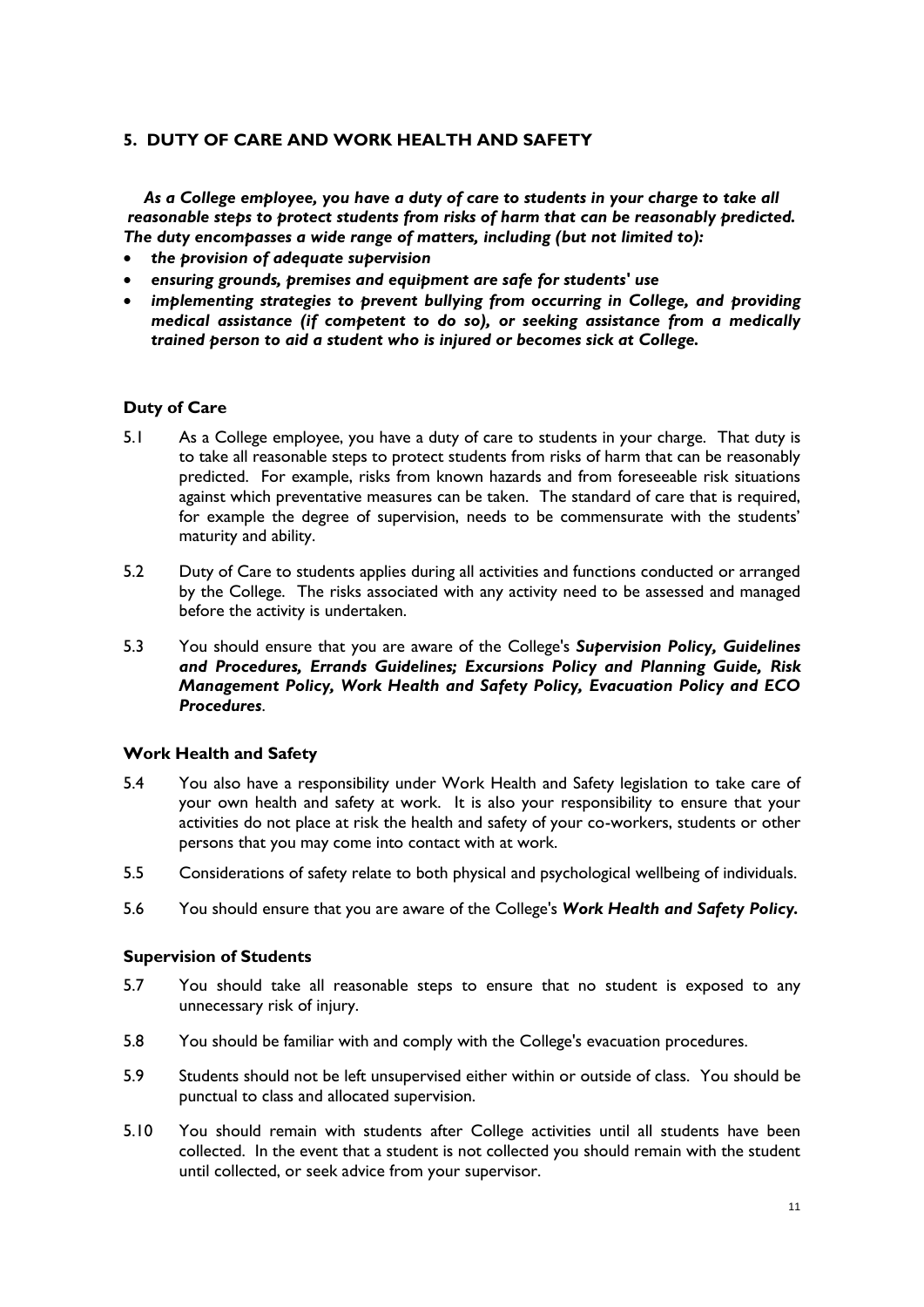## 5. DUTY OF CARE AND WORK HEALTH AND SAFETY

***As a College employee, you have a duty of care to students in your charge to take all reasonable steps to protect students from risks of harm that can be reasonably predicted. The duty encompasses a wide range of matters, including (but not limited to):***

- ***the provision of adequate supervision***
- ***ensuring grounds, premises and equipment are safe for students' use***
- ***implementing strategies to prevent bullying from occurring in College, and providing medical assistance (if competent to do so), or seeking assistance from a medically trained person to aid a student who is injured or becomes sick at College.***

### Duty of Care

5.1 As a College employee, you have a duty of care to students in your charge. That duty is to take all reasonable steps to protect students from risks of harm that can be reasonably predicted. For example, risks from known hazards and from foreseeable risk situations against which preventative measures can be taken. The standard of care that is required, for example the degree of supervision, needs to be commensurate with the students' maturity and ability.

5.2 Duty of Care to students applies during all activities and functions conducted or arranged by the College. The risks associated with any activity need to be assessed and managed before the activity is undertaken.

5.3 You should ensure that you are aware of the College's ***Supervision Policy, Guidelines and Procedures, Errands Guidelines; Excursions Policy and Planning Guide, Risk Management Policy, Work Health and Safety Policy, Evacuation Policy and ECO Procedures***.

### Work Health and Safety

5.4 You also have a responsibility under Work Health and Safety legislation to take care of your own health and safety at work. It is also your responsibility to ensure that your activities do not place at risk the health and safety of your co-workers, students or other persons that you may come into contact with at work.

5.5 Considerations of safety relate to both physical and psychological wellbeing of individuals.

5.6 You should ensure that you are aware of the College's ***Work Health and Safety Policy.***

### Supervision of Students

5.7 You should take all reasonable steps to ensure that no student is exposed to any unnecessary risk of injury.

5.8 You should be familiar with and comply with the College's evacuation procedures.

5.9 Students should not be left unsupervised either within or outside of class. You should be punctual to class and allocated supervision.

5.10 You should remain with students after College activities until all students have been collected. In the event that a student is not collected you should remain with the student until collected, or seek advice from your supervisor.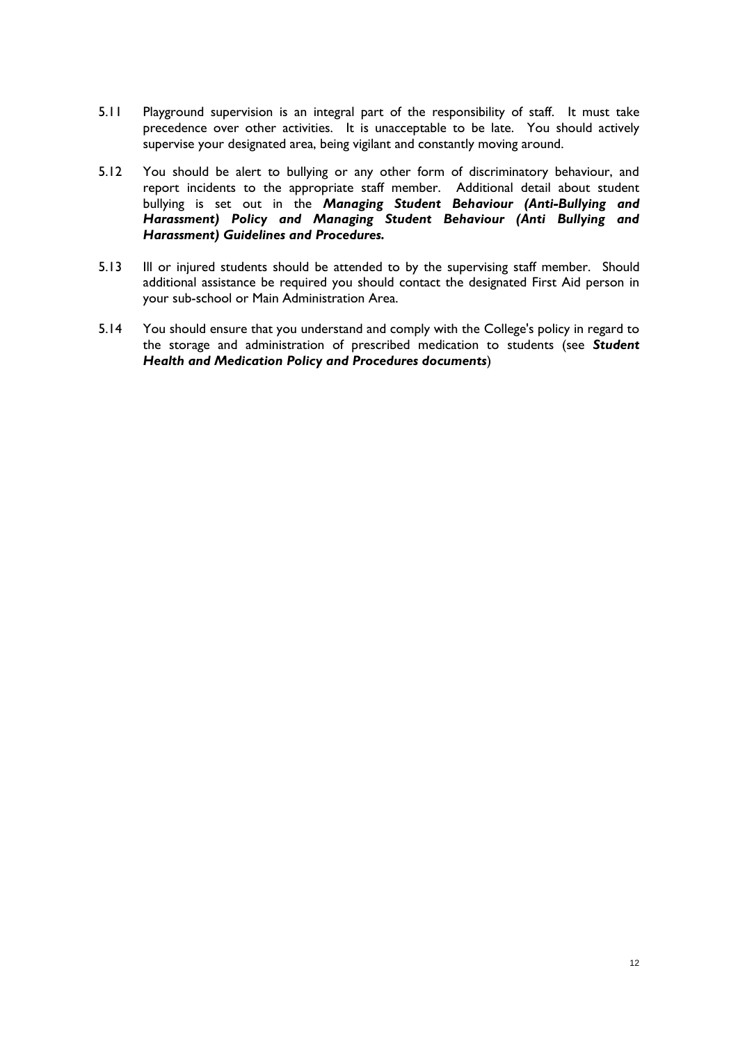5.11 Playground supervision is an integral part of the responsibility of staff. It must take precedence over other activities. It is unacceptable to be late. You should actively supervise your designated area, being vigilant and constantly moving around.

5.12 You should be alert to bullying or any other form of discriminatory behaviour, and report incidents to the appropriate staff member. Additional detail about student bullying is set out in the ***Managing Student Behaviour (Anti-Bullying and Harassment) Policy and Managing Student Behaviour (Anti Bullying and Harassment) Guidelines and Procedures.***

5.13 Ill or injured students should be attended to by the supervising staff member. Should additional assistance be required you should contact the designated First Aid person in your sub-school or Main Administration Area.

5.14 You should ensure that you understand and comply with the College's policy in regard to the storage and administration of prescribed medication to students (see ***Student Health and Medication Policy and Procedures documents***)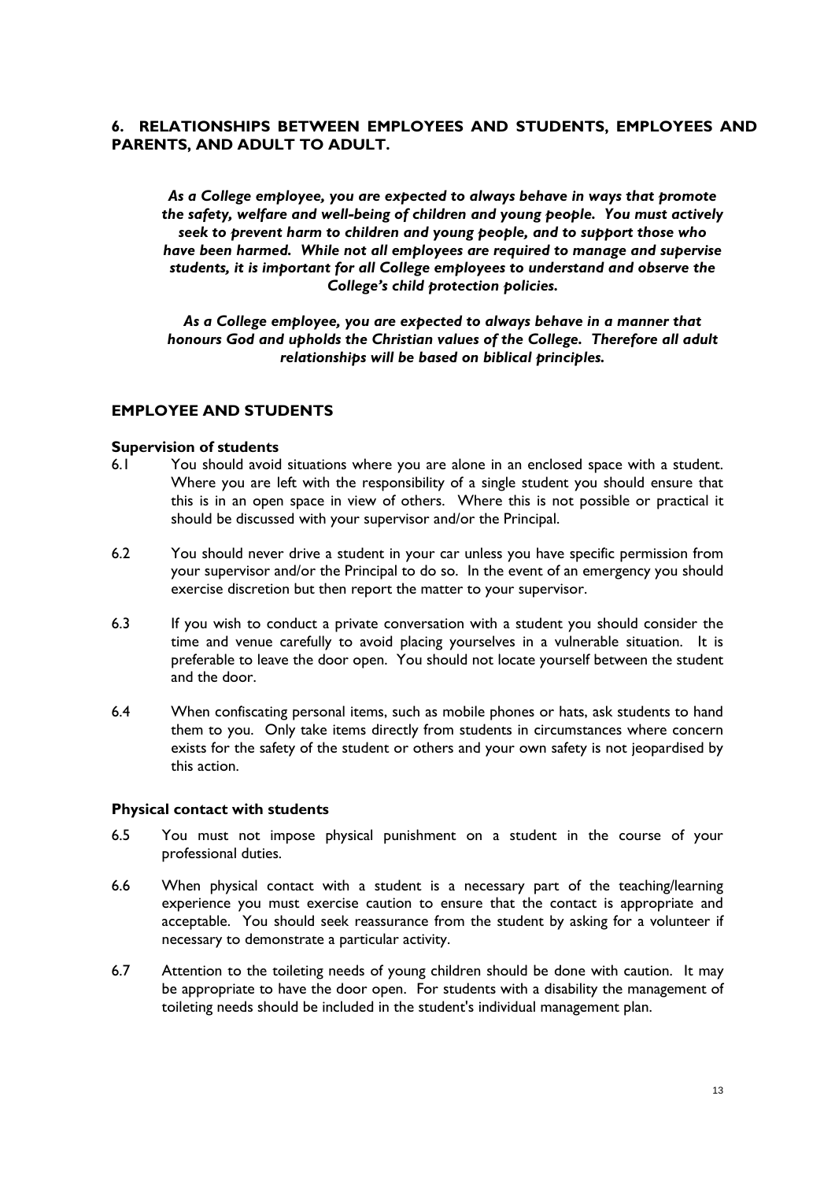## 6. RELATIONSHIPS BETWEEN EMPLOYEES AND STUDENTS, EMPLOYEES AND PARENTS, AND ADULT TO ADULT.

***As a College employee, you are expected to always behave in ways that promote the safety, welfare and well-being of children and young people. You must actively seek to prevent harm to children and young people, and to support those who have been harmed. While not all employees are required to manage and supervise students, it is important for all College employees to understand and observe the College's child protection policies.***

***As a College employee, you are expected to always behave in a manner that honours God and upholds the Christian values of the College. Therefore all adult relationships will be based on biblical principles.***

### EMPLOYEE AND STUDENTS

#### Supervision of students

6.1 You should avoid situations where you are alone in an enclosed space with a student. Where you are left with the responsibility of a single student you should ensure that this is in an open space in view of others. Where this is not possible or practical it should be discussed with your supervisor and/or the Principal.

6.2 You should never drive a student in your car unless you have specific permission from your supervisor and/or the Principal to do so. In the event of an emergency you should exercise discretion but then report the matter to your supervisor.

6.3 If you wish to conduct a private conversation with a student you should consider the time and venue carefully to avoid placing yourselves in a vulnerable situation. It is preferable to leave the door open. You should not locate yourself between the student and the door.

6.4 When confiscating personal items, such as mobile phones or hats, ask students to hand them to you. Only take items directly from students in circumstances where concern exists for the safety of the student or others and your own safety is not jeopardised by this action.

#### Physical contact with students

6.5 You must not impose physical punishment on a student in the course of your professional duties.

6.6 When physical contact with a student is a necessary part of the teaching/learning experience you must exercise caution to ensure that the contact is appropriate and acceptable. You should seek reassurance from the student by asking for a volunteer if necessary to demonstrate a particular activity.

6.7 Attention to the toileting needs of young children should be done with caution. It may be appropriate to have the door open. For students with a disability the management of toileting needs should be included in the student's individual management plan.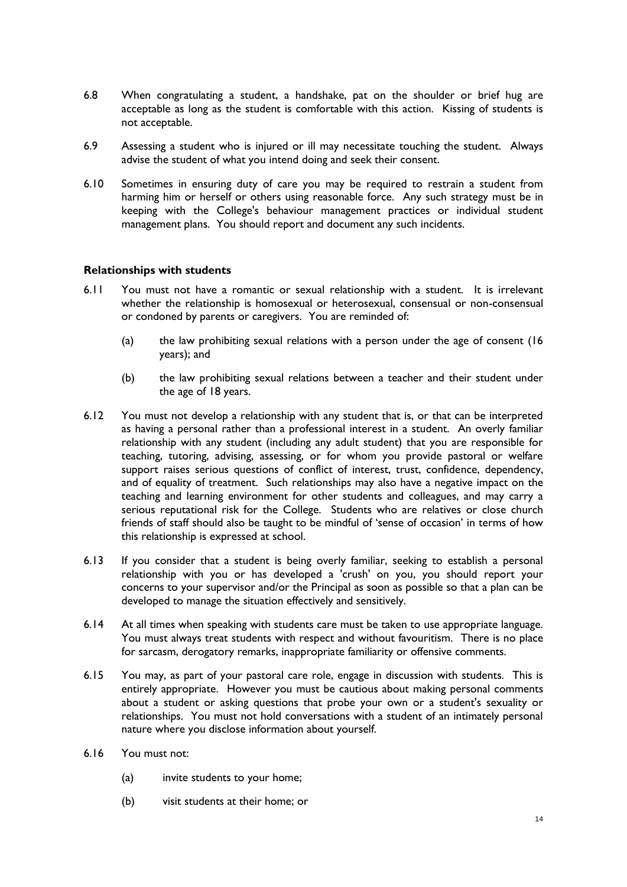6.8 When congratulating a student, a handshake, pat on the shoulder or brief hug are acceptable as long as the student is comfortable with this action. Kissing of students is not acceptable.

6.9 Assessing a student who is injured or ill may necessitate touching the student. Always advise the student of what you intend doing and seek their consent.

6.10 Sometimes in ensuring duty of care you may be required to restrain a student from harming him or herself or others using reasonable force. Any such strategy must be in keeping with the College's behaviour management practices or individual student management plans. You should report and document any such incidents.

**Relationships with students**

6.11 You must not have a romantic or sexual relationship with a student. It is irrelevant whether the relationship is homosexual or heterosexual, consensual or non-consensual or condoned by parents or caregivers. You are reminded of:

   (a) the law prohibiting sexual relations with a person under the age of consent (16 years); and

   (b) the law prohibiting sexual relations between a teacher and their student under the age of 18 years.

6.12 You must not develop a relationship with any student that is, or that can be interpreted as having a personal rather than a professional interest in a student. An overly familiar relationship with any student (including any adult student) that you are responsible for teaching, tutoring, advising, assessing, or for whom you provide pastoral or welfare support raises serious questions of conflict of interest, trust, confidence, dependency, and of equality of treatment. Such relationships may also have a negative impact on the teaching and learning environment for other students and colleagues, and may carry a serious reputational risk for the College. Students who are relatives or close church friends of staff should also be taught to be mindful of 'sense of occasion' in terms of how this relationship is expressed at school.

6.13 If you consider that a student is being overly familiar, seeking to establish a personal relationship with you or has developed a 'crush' on you, you should report your concerns to your supervisor and/or the Principal as soon as possible so that a plan can be developed to manage the situation effectively and sensitively.

6.14 At all times when speaking with students care must be taken to use appropriate language. You must always treat students with respect and without favouritism. There is no place for sarcasm, derogatory remarks, inappropriate familiarity or offensive comments.

6.15 You may, as part of your pastoral care role, engage in discussion with students. This is entirely appropriate. However you must be cautious about making personal comments about a student or asking questions that probe your own or a student's sexuality or relationships. You must not hold conversations with a student of an intimately personal nature where you disclose information about yourself.

6.16 You must not:

   (a) invite students to your home;

   (b) visit students at their home; or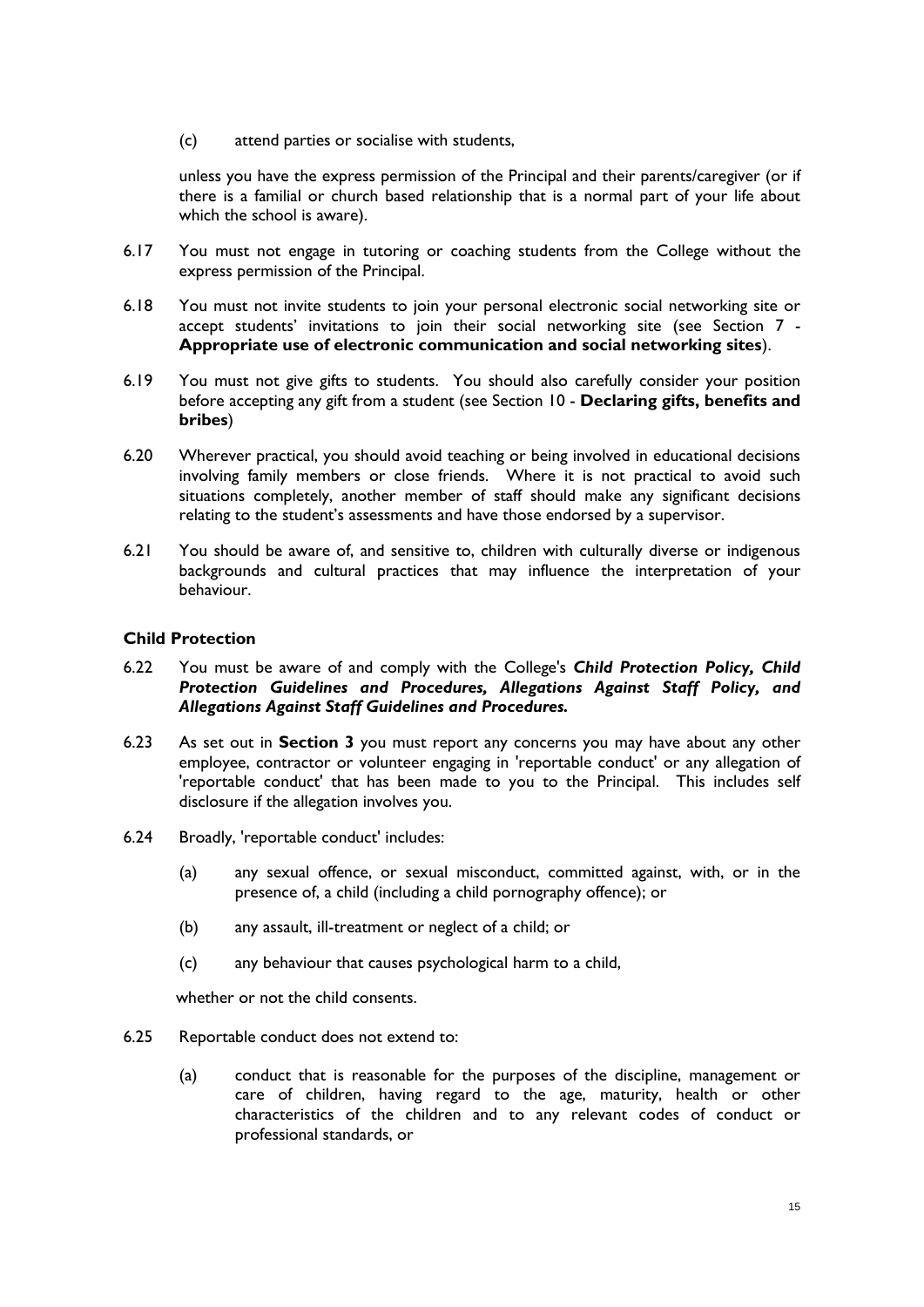(c) attend parties or socialise with students,

unless you have the express permission of the Principal and their parents/caregiver (or if there is a familial or church based relationship that is a normal part of your life about which the school is aware).

6.17 You must not engage in tutoring or coaching students from the College without the express permission of the Principal.

6.18 You must not invite students to join your personal electronic social networking site or accept students' invitations to join their social networking site (see Section 7 - **Appropriate use of electronic communication and social networking sites**).

6.19 You must not give gifts to students. You should also carefully consider your position before accepting any gift from a student (see Section 10 - **Declaring gifts, benefits and bribes**)

6.20 Wherever practical, you should avoid teaching or being involved in educational decisions involving family members or close friends. Where it is not practical to avoid such situations completely, another member of staff should make any significant decisions relating to the student's assessments and have those endorsed by a supervisor.

6.21 You should be aware of, and sensitive to, children with culturally diverse or indigenous backgrounds and cultural practices that may influence the interpretation of your behaviour.

### Child Protection

6.22 You must be aware of and comply with the College's ***Child Protection Policy, Child Protection Guidelines and Procedures, Allegations Against Staff Policy, and Allegations Against Staff Guidelines and Procedures.***

6.23 As set out in **Section 3** you must report any concerns you may have about any other employee, contractor or volunteer engaging in 'reportable conduct' or any allegation of 'reportable conduct' that has been made to you to the Principal. This includes self disclosure if the allegation involves you.

6.24 Broadly, 'reportable conduct' includes:

(a) any sexual offence, or sexual misconduct, committed against, with, or in the presence of, a child (including a child pornography offence); or

(b) any assault, ill-treatment or neglect of a child; or

(c) any behaviour that causes psychological harm to a child,

whether or not the child consents.

6.25 Reportable conduct does not extend to:

(a) conduct that is reasonable for the purposes of the discipline, management or care of children, having regard to the age, maturity, health or other characteristics of the children and to any relevant codes of conduct or professional standards, or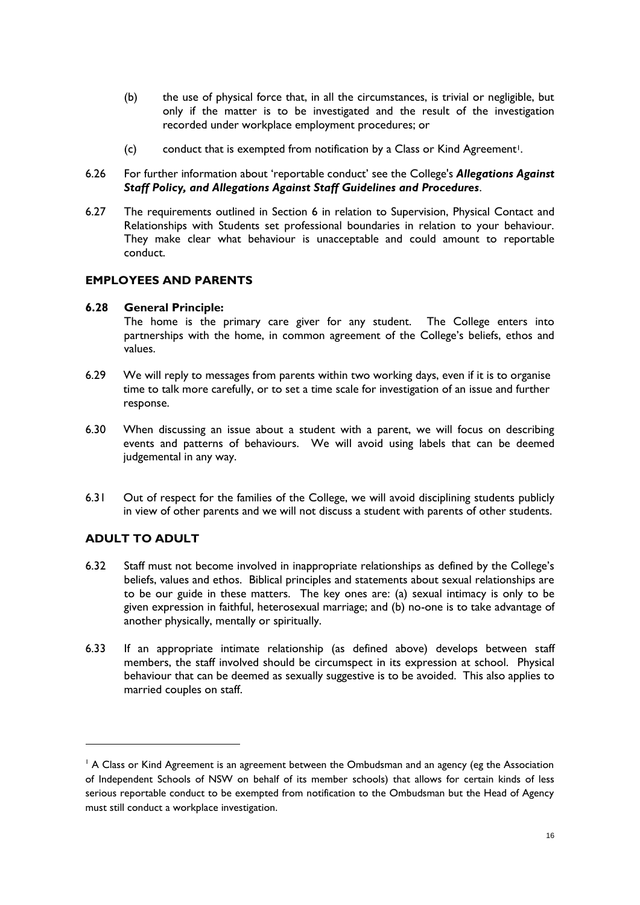(b) the use of physical force that, in all the circumstances, is trivial or negligible, but only if the matter is to be investigated and the result of the investigation recorded under workplace employment procedures; or

(c) conduct that is exempted from notification by a Class or Kind Agreement[1].

6.26 For further information about 'reportable conduct' see the College's ***Allegations Against Staff Policy, and Allegations Against Staff Guidelines and Procedures***.

6.27 The requirements outlined in Section 6 in relation to Supervision, Physical Contact and Relationships with Students set professional boundaries in relation to your behaviour. They make clear what behaviour is unacceptable and could amount to reportable conduct.

## EMPLOYEES AND PARENTS

**6.28 General Principle:**
The home is the primary care giver for any student. The College enters into partnerships with the home, in common agreement of the College's beliefs, ethos and values.

6.29 We will reply to messages from parents within two working days, even if it is to organise time to talk more carefully, or to set a time scale for investigation of an issue and further response.

6.30 When discussing an issue about a student with a parent, we will focus on describing events and patterns of behaviours. We will avoid using labels that can be deemed judgemental in any way.

6.31 Out of respect for the families of the College, we will avoid disciplining students publicly in view of other parents and we will not discuss a student with parents of other students.

## ADULT TO ADULT

6.32 Staff must not become involved in inappropriate relationships as defined by the College's beliefs, values and ethos. Biblical principles and statements about sexual relationships are to be our guide in these matters. The key ones are: (a) sexual intimacy is only to be given expression in faithful, heterosexual marriage; and (b) no-one is to take advantage of another physically, mentally or spiritually.

6.33 If an appropriate intimate relationship (as defined above) develops between staff members, the staff involved should be circumspect in its expression at school. Physical behaviour that can be deemed as sexually suggestive is to be avoided. This also applies to married couples on staff.

---

[1] A Class or Kind Agreement is an agreement between the Ombudsman and an agency (eg the Association of Independent Schools of NSW on behalf of its member schools) that allows for certain kinds of less serious reportable conduct to be exempted from notification to the Ombudsman but the Head of Agency must still conduct a workplace investigation.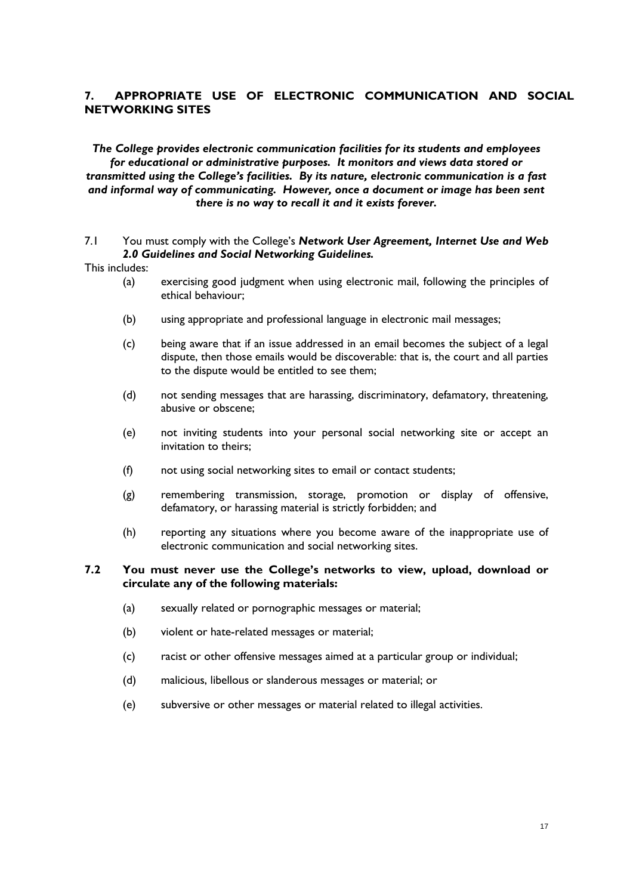## 7. APPROPRIATE USE OF ELECTRONIC COMMUNICATION AND SOCIAL NETWORKING SITES

***The College provides electronic communication facilities for its students and employees for educational or administrative purposes. It monitors and views data stored or transmitted using the College's facilities. By its nature, electronic communication is a fast and informal way of communicating. However, once a document or image has been sent there is no way to recall it and it exists forever.***

7.1 You must comply with the College's ***Network User Agreement, Internet Use and Web 2.0 Guidelines and Social Networking Guidelines.***

This includes:

(a) exercising good judgment when using electronic mail, following the principles of ethical behaviour;

(b) using appropriate and professional language in electronic mail messages;

(c) being aware that if an issue addressed in an email becomes the subject of a legal dispute, then those emails would be discoverable: that is, the court and all parties to the dispute would be entitled to see them;

(d) not sending messages that are harassing, discriminatory, defamatory, threatening, abusive or obscene;

(e) not inviting students into your personal social networking site or accept an invitation to theirs;

(f) not using social networking sites to email or contact students;

(g) remembering transmission, storage, promotion or display of offensive, defamatory, or harassing material is strictly forbidden; and

(h) reporting any situations where you become aware of the inappropriate use of electronic communication and social networking sites.

**7.2 You must never use the College's networks to view, upload, download or circulate any of the following materials:**

(a) sexually related or pornographic messages or material;

(b) violent or hate-related messages or material;

(c) racist or other offensive messages aimed at a particular group or individual;

(d) malicious, libellous or slanderous messages or material; or

(e) subversive or other messages or material related to illegal activities.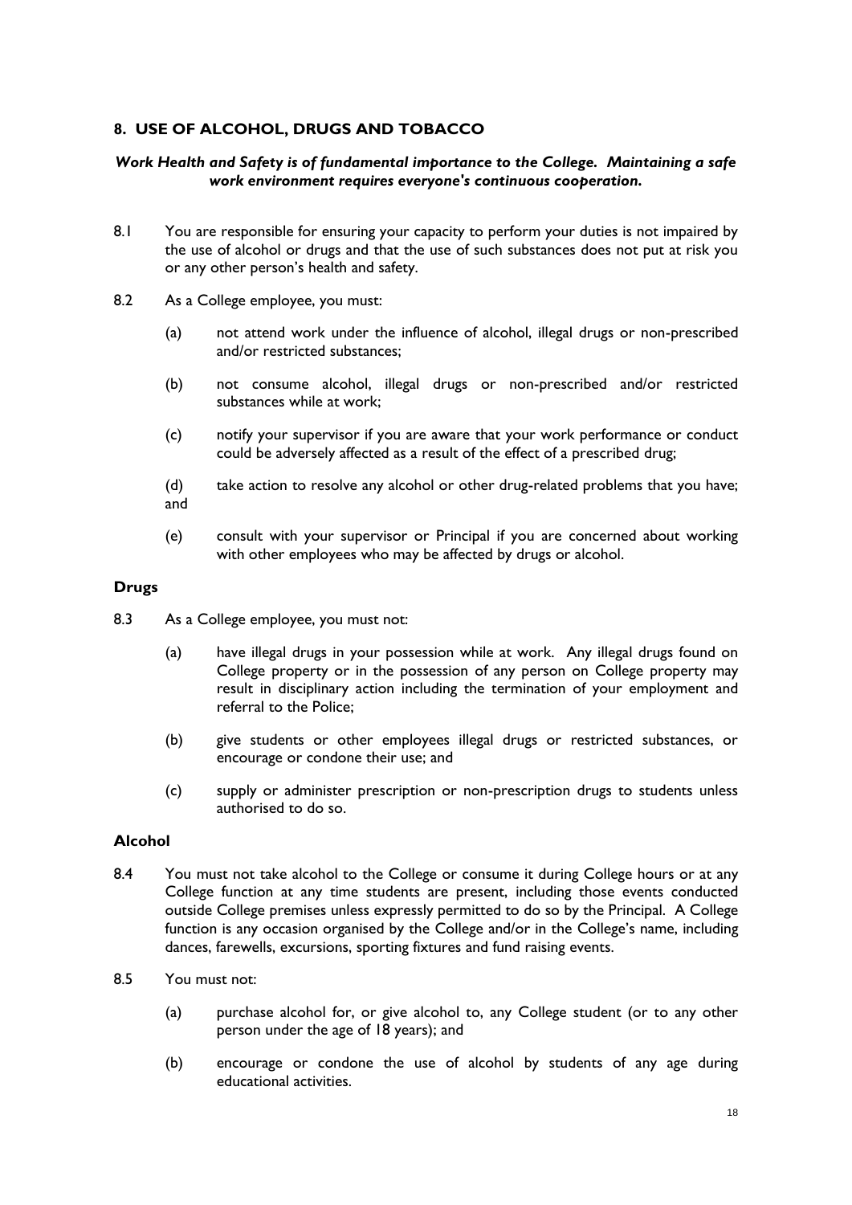## 8. USE OF ALCOHOL, DRUGS AND TOBACCO

***Work Health and Safety is of fundamental importance to the College. Maintaining a safe work environment requires everyone's continuous cooperation.***

8.1 You are responsible for ensuring your capacity to perform your duties is not impaired by the use of alcohol or drugs and that the use of such substances does not put at risk you or any other person's health and safety.

8.2 As a College employee, you must:

(a) not attend work under the influence of alcohol, illegal drugs or non-prescribed and/or restricted substances;

(b) not consume alcohol, illegal drugs or non-prescribed and/or restricted substances while at work;

(c) notify your supervisor if you are aware that your work performance or conduct could be adversely affected as a result of the effect of a prescribed drug;

(d) take action to resolve any alcohol or other drug-related problems that you have; and

(e) consult with your supervisor or Principal if you are concerned about working with other employees who may be affected by drugs or alcohol.

### Drugs

8.3 As a College employee, you must not:

(a) have illegal drugs in your possession while at work. Any illegal drugs found on College property or in the possession of any person on College property may result in disciplinary action including the termination of your employment and referral to the Police;

(b) give students or other employees illegal drugs or restricted substances, or encourage or condone their use; and

(c) supply or administer prescription or non-prescription drugs to students unless authorised to do so.

### Alcohol

8.4 You must not take alcohol to the College or consume it during College hours or at any College function at any time students are present, including those events conducted outside College premises unless expressly permitted to do so by the Principal. A College function is any occasion organised by the College and/or in the College's name, including dances, farewells, excursions, sporting fixtures and fund raising events.

8.5 You must not:

(a) purchase alcohol for, or give alcohol to, any College student (or to any other person under the age of 18 years); and

(b) encourage or condone the use of alcohol by students of any age during educational activities.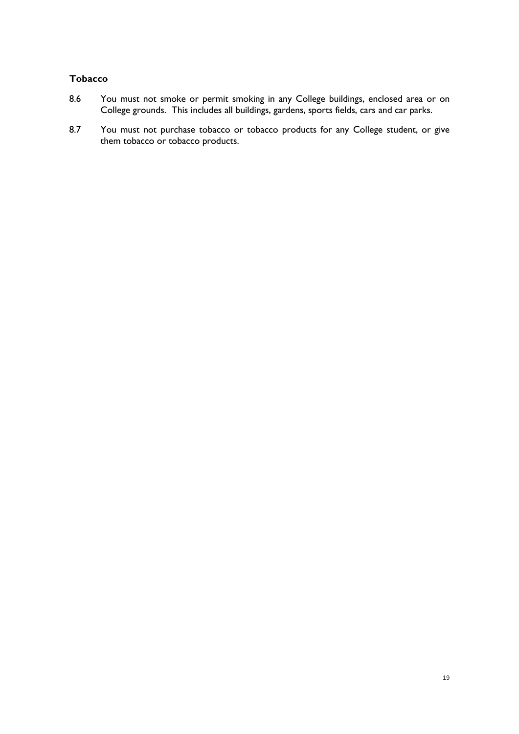**Tobacco**

8.6 You must not smoke or permit smoking in any College buildings, enclosed area or on College grounds. This includes all buildings, gardens, sports fields, cars and car parks.

8.7 You must not purchase tobacco or tobacco products for any College student, or give them tobacco or tobacco products.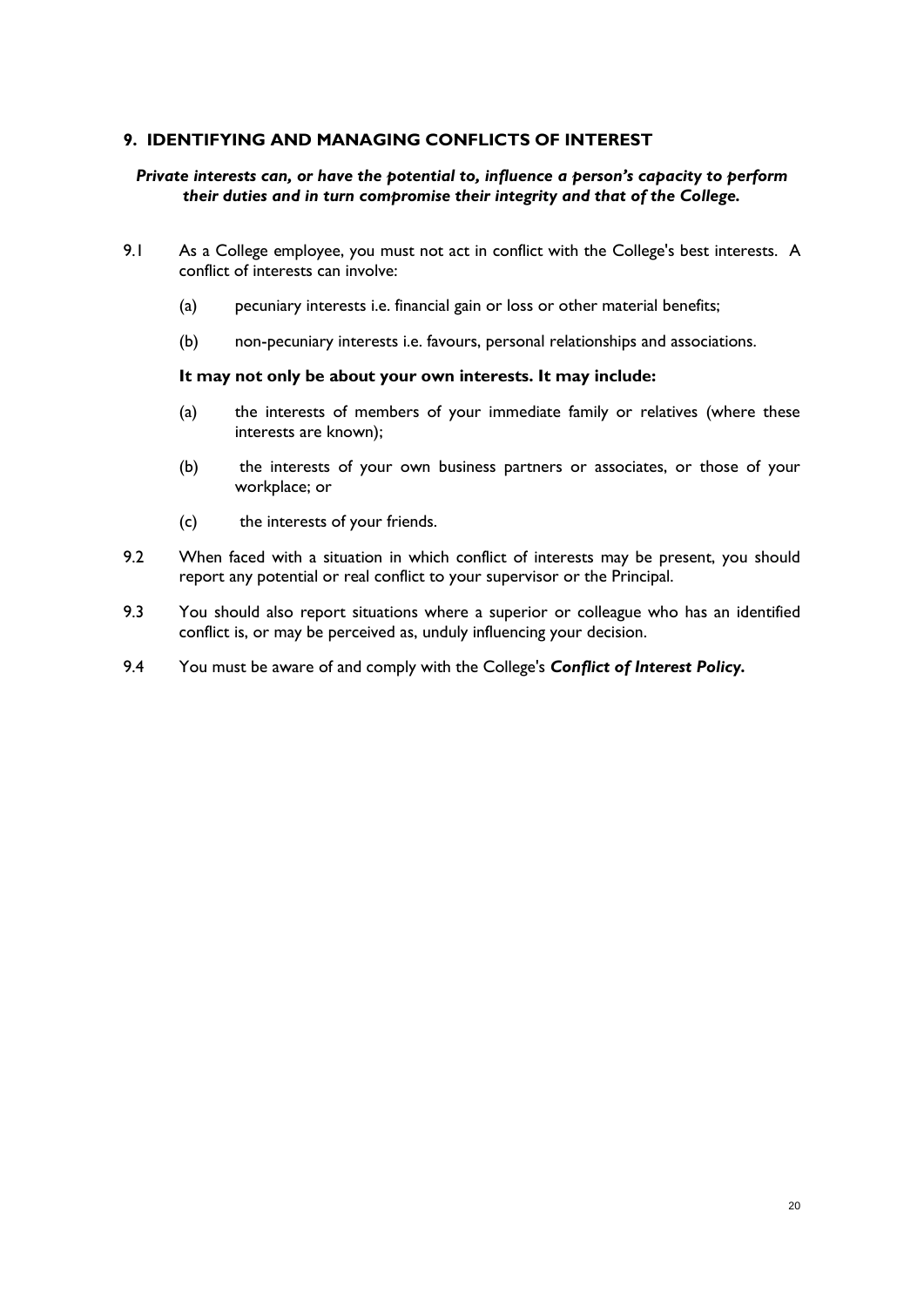## 9. IDENTIFYING AND MANAGING CONFLICTS OF INTEREST

***Private interests can, or have the potential to, influence a person's capacity to perform their duties and in turn compromise their integrity and that of the College.***

9.1 As a College employee, you must not act in conflict with the College's best interests. A conflict of interests can involve:

(a) pecuniary interests i.e. financial gain or loss or other material benefits;

(b) non-pecuniary interests i.e. favours, personal relationships and associations.

**It may not only be about your own interests. It may include:**

(a) the interests of members of your immediate family or relatives (where these interests are known);

(b) the interests of your own business partners or associates, or those of your workplace; or

(c) the interests of your friends.

9.2 When faced with a situation in which conflict of interests may be present, you should report any potential or real conflict to your supervisor or the Principal.

9.3 You should also report situations where a superior or colleague who has an identified conflict is, or may be perceived as, unduly influencing your decision.

9.4 You must be aware of and comply with the College's ***Conflict of Interest Policy.***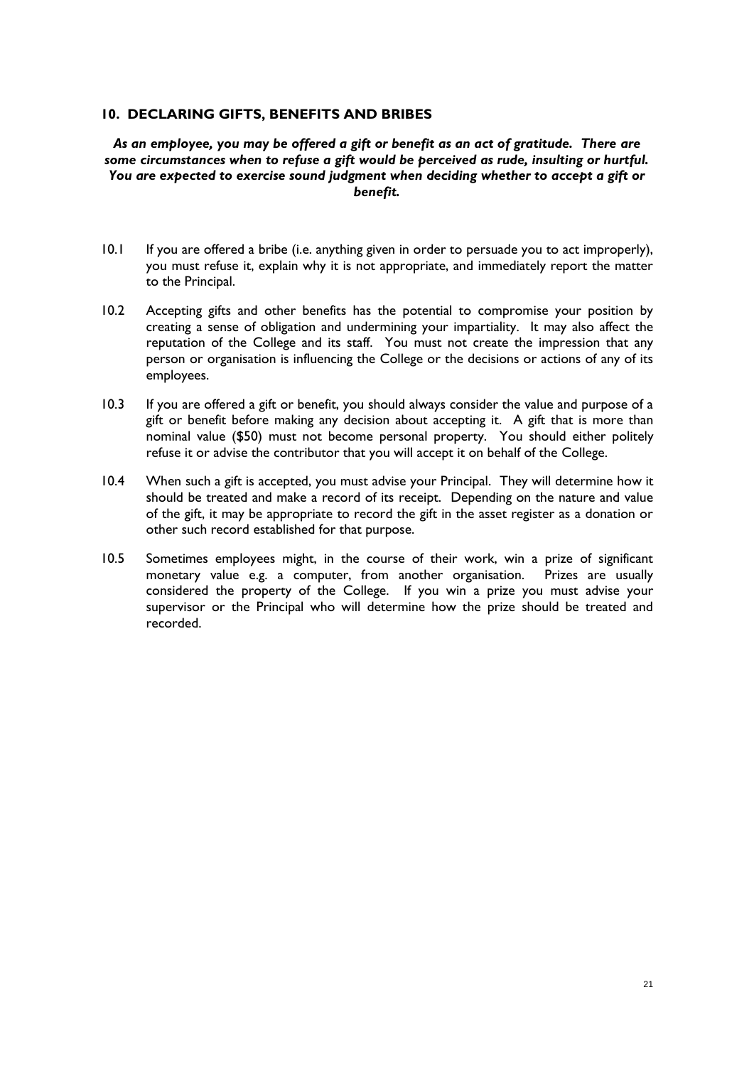## 10. DECLARING GIFTS, BENEFITS AND BRIBES

***As an employee, you may be offered a gift or benefit as an act of gratitude. There are some circumstances when to refuse a gift would be perceived as rude, insulting or hurtful. You are expected to exercise sound judgment when deciding whether to accept a gift or benefit.***

10.1 If you are offered a bribe (i.e. anything given in order to persuade you to act improperly), you must refuse it, explain why it is not appropriate, and immediately report the matter to the Principal.

10.2 Accepting gifts and other benefits has the potential to compromise your position by creating a sense of obligation and undermining your impartiality. It may also affect the reputation of the College and its staff. You must not create the impression that any person or organisation is influencing the College or the decisions or actions of any of its employees.

10.3 If you are offered a gift or benefit, you should always consider the value and purpose of a gift or benefit before making any decision about accepting it. A gift that is more than nominal value ($50) must not become personal property. You should either politely refuse it or advise the contributor that you will accept it on behalf of the College.

10.4 When such a gift is accepted, you must advise your Principal. They will determine how it should be treated and make a record of its receipt. Depending on the nature and value of the gift, it may be appropriate to record the gift in the asset register as a donation or other such record established for that purpose.

10.5 Sometimes employees might, in the course of their work, win a prize of significant monetary value e.g. a computer, from another organisation. Prizes are usually considered the property of the College. If you win a prize you must advise your supervisor or the Principal who will determine how the prize should be treated and recorded.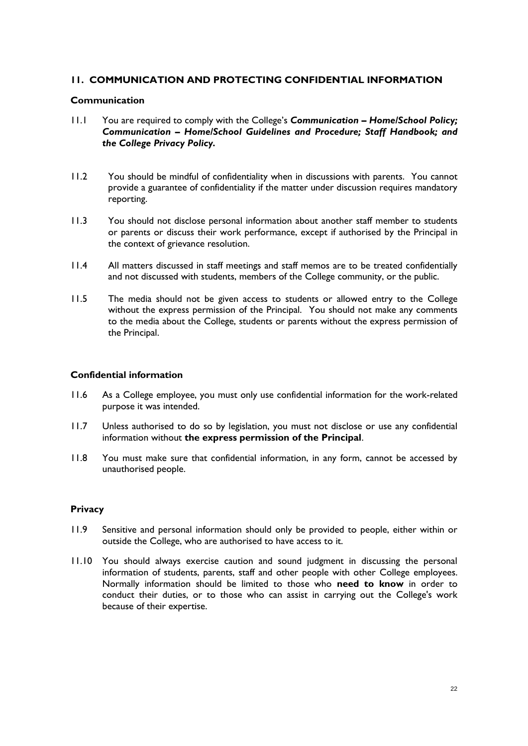## 11. COMMUNICATION AND PROTECTING CONFIDENTIAL INFORMATION

### Communication

11.1 You are required to comply with the College's ***Communication – Home/School Policy; Communication – Home/School Guidelines and Procedure; Staff Handbook; and the College Privacy Policy.***

11.2 You should be mindful of confidentiality when in discussions with parents. You cannot provide a guarantee of confidentiality if the matter under discussion requires mandatory reporting.

11.3 You should not disclose personal information about another staff member to students or parents or discuss their work performance, except if authorised by the Principal in the context of grievance resolution.

11.4 All matters discussed in staff meetings and staff memos are to be treated confidentially and not discussed with students, members of the College community, or the public.

11.5 The media should not be given access to students or allowed entry to the College without the express permission of the Principal. You should not make any comments to the media about the College, students or parents without the express permission of the Principal.

### Confidential information

11.6 As a College employee, you must only use confidential information for the work-related purpose it was intended.

11.7 Unless authorised to do so by legislation, you must not disclose or use any confidential information without **the express permission of the Principal**.

11.8 You must make sure that confidential information, in any form, cannot be accessed by unauthorised people.

### Privacy

11.9 Sensitive and personal information should only be provided to people, either within or outside the College, who are authorised to have access to it.

11.10 You should always exercise caution and sound judgment in discussing the personal information of students, parents, staff and other people with other College employees. Normally information should be limited to those who **need to know** in order to conduct their duties, or to those who can assist in carrying out the College's work because of their expertise.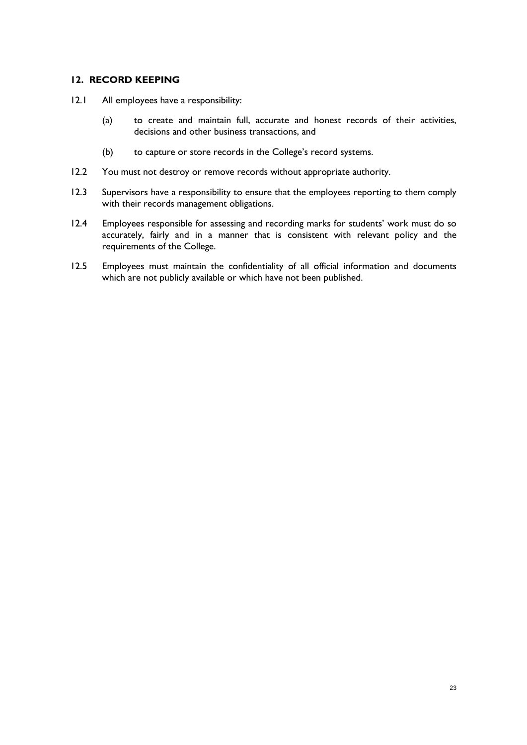## 12. RECORD KEEPING

12.1 All employees have a responsibility:

(a) to create and maintain full, accurate and honest records of their activities, decisions and other business transactions, and

(b) to capture or store records in the College's record systems.

12.2 You must not destroy or remove records without appropriate authority.

12.3 Supervisors have a responsibility to ensure that the employees reporting to them comply with their records management obligations.

12.4 Employees responsible for assessing and recording marks for students' work must do so accurately, fairly and in a manner that is consistent with relevant policy and the requirements of the College.

12.5 Employees must maintain the confidentiality of all official information and documents which are not publicly available or which have not been published.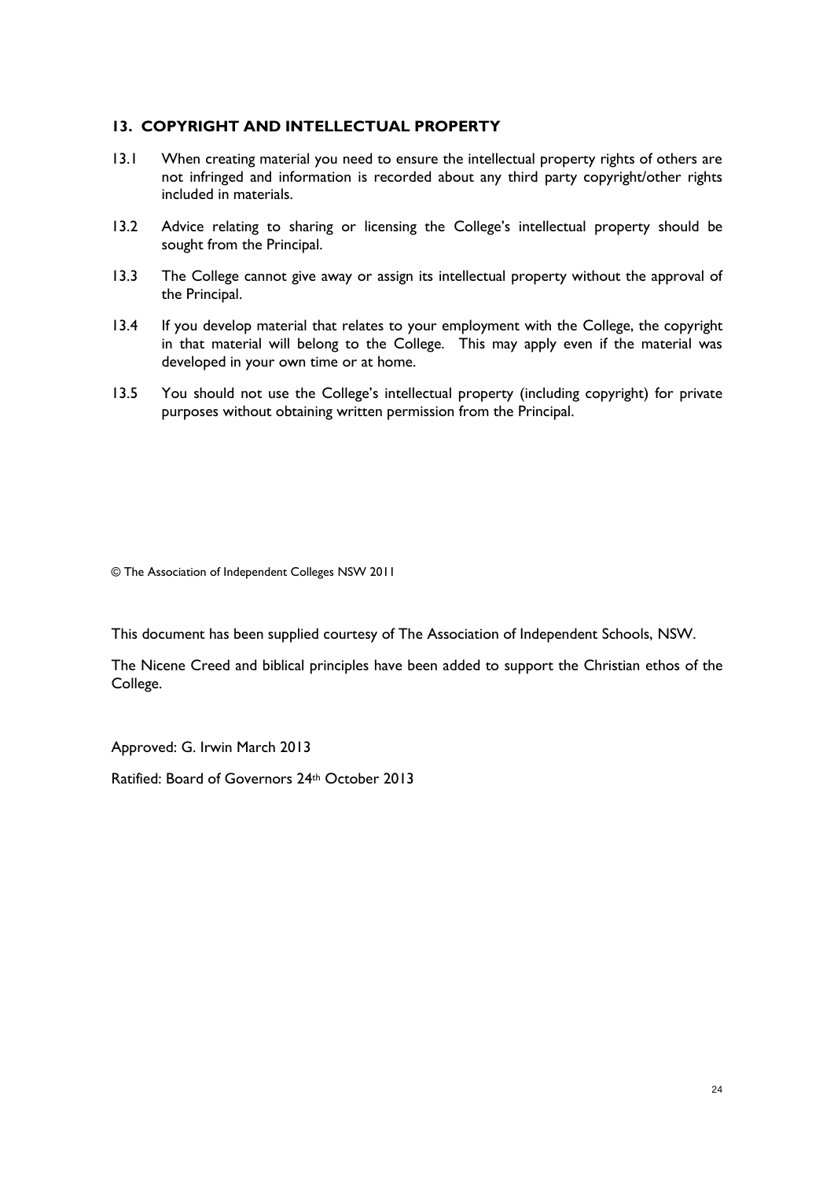## 13. COPYRIGHT AND INTELLECTUAL PROPERTY

13.1 When creating material you need to ensure the intellectual property rights of others are not infringed and information is recorded about any third party copyright/other rights included in materials.

13.2 Advice relating to sharing or licensing the College's intellectual property should be sought from the Principal.

13.3 The College cannot give away or assign its intellectual property without the approval of the Principal.

13.4 If you develop material that relates to your employment with the College, the copyright in that material will belong to the College. This may apply even if the material was developed in your own time or at home.

13.5 You should not use the College's intellectual property (including copyright) for private purposes without obtaining written permission from the Principal.

© The Association of Independent Colleges NSW 2011

This document has been supplied courtesy of The Association of Independent Schools, NSW.

The Nicene Creed and biblical principles have been added to support the Christian ethos of the College.

Approved: G. Irwin March 2013

Ratified: Board of Governors 24th October 2013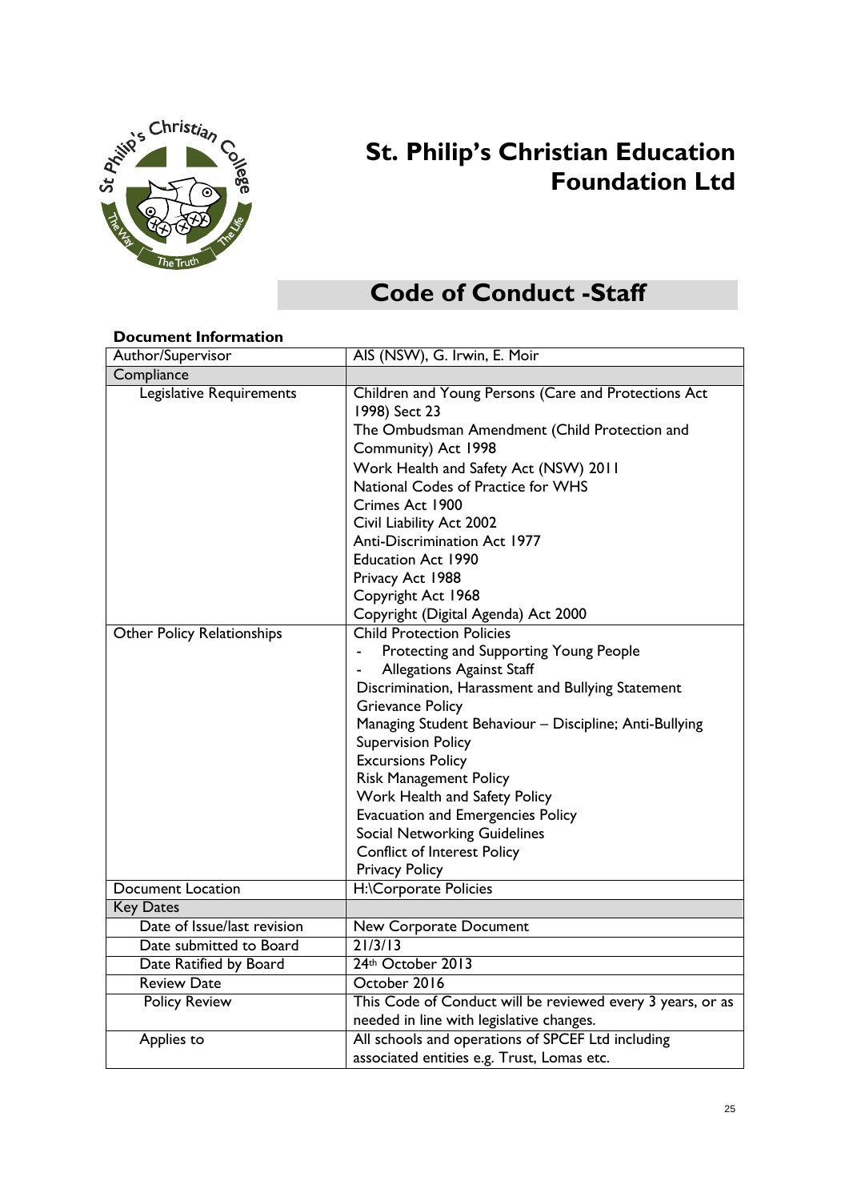# St. Philip's Christian Education Foundation Ltd

# Code of Conduct -Staff

**Document Information**

| Author/Supervisor | AIS (NSW), G. Irwin, E. Moir |
|---|---|
| Compliance | |
| Legislative Requirements | Children and Young Persons (Care and Protections Act 1998) Sect 23<br>The Ombudsman Amendment (Child Protection and Community) Act 1998<br>Work Health and Safety Act (NSW) 2011<br>National Codes of Practice for WHS<br>Crimes Act 1900<br>Civil Liability Act 2002<br>Anti-Discrimination Act 1977<br>Education Act 1990<br>Privacy Act 1988<br>Copyright Act 1968<br>Copyright (Digital Agenda) Act 2000 |
| Other Policy Relationships | Child Protection Policies<br>- Protecting and Supporting Young People<br>- Allegations Against Staff<br>Discrimination, Harassment and Bullying Statement<br>Grievance Policy<br>Managing Student Behaviour – Discipline; Anti-Bullying<br>Supervision Policy<br>Excursions Policy<br>Risk Management Policy<br>Work Health and Safety Policy<br>Evacuation and Emergencies Policy<br>Social Networking Guidelines<br>Conflict of Interest Policy<br>Privacy Policy |
| Document Location | H:\Corporate Policies |
| Key Dates | |
| Date of Issue/last revision | New Corporate Document |
| Date submitted to Board | 21/3/13 |
| Date Ratified by Board | 24th October 2013 |
| Review Date | October 2016 |
| Policy Review | This Code of Conduct will be reviewed every 3 years, or as needed in line with legislative changes. |
| Applies to | All schools and operations of SPCEF Ltd including associated entities e.g. Trust, Lomas etc. |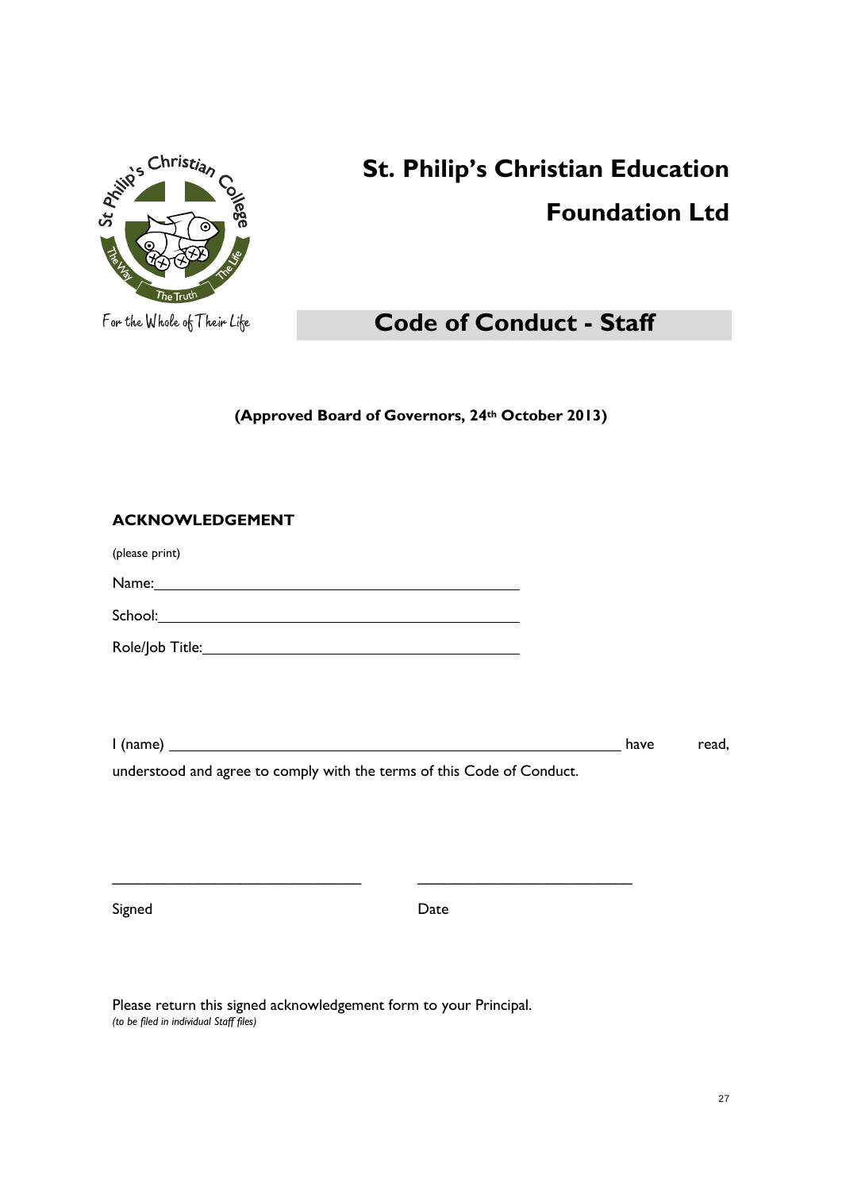# St. Philip's Christian Education Foundation Ltd

## Code of Conduct - Staff

**(Approved Board of Governors, 24th October 2013)**

**ACKNOWLEDGEMENT**

(please print)

Name: ______________________________________________

School: ______________________________________________

Role/Job Title: ______________________________________________

I (name) ______________________________________________ have read, understood and agree to comply with the terms of this Code of Conduct.

______________________________ ______________________________

Signed Date

Please return this signed acknowledgement form to your Principal.
*(to be filed in individual Staff files)*